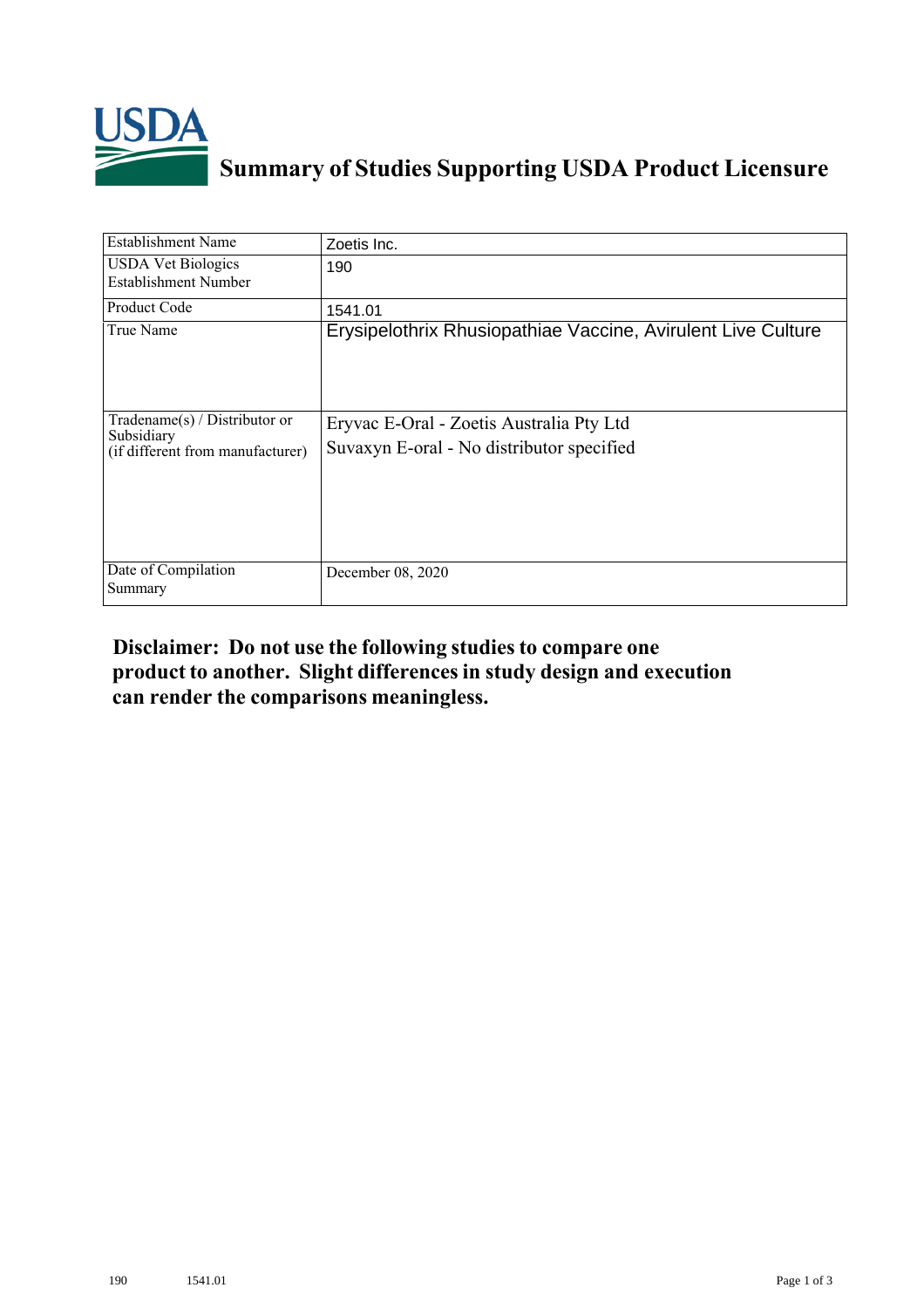# Summary of Studies Supporting USDA Product Licensure

| | |
|---|---|
| Establishment Name | Zoetis Inc. |
| USDA Vet Biologics Establishment Number | 190 |
| Product Code | 1541.01 |
| True Name | Erysipelothrix Rhusiopathiae Vaccine, Avirulent Live Culture |
| Tradename(s) / Distributor or Subsidiary (if different from manufacturer) | Eryvac E-Oral - Zoetis Australia Pty Ltd<br>Suvaxyn E-oral - No distributor specified |
| Date of Compilation Summary | December 08, 2020 |

**Disclaimer: Do not use the following studies to compare one product to another. Slight differences in study design and execution can render the comparisons meaningless.**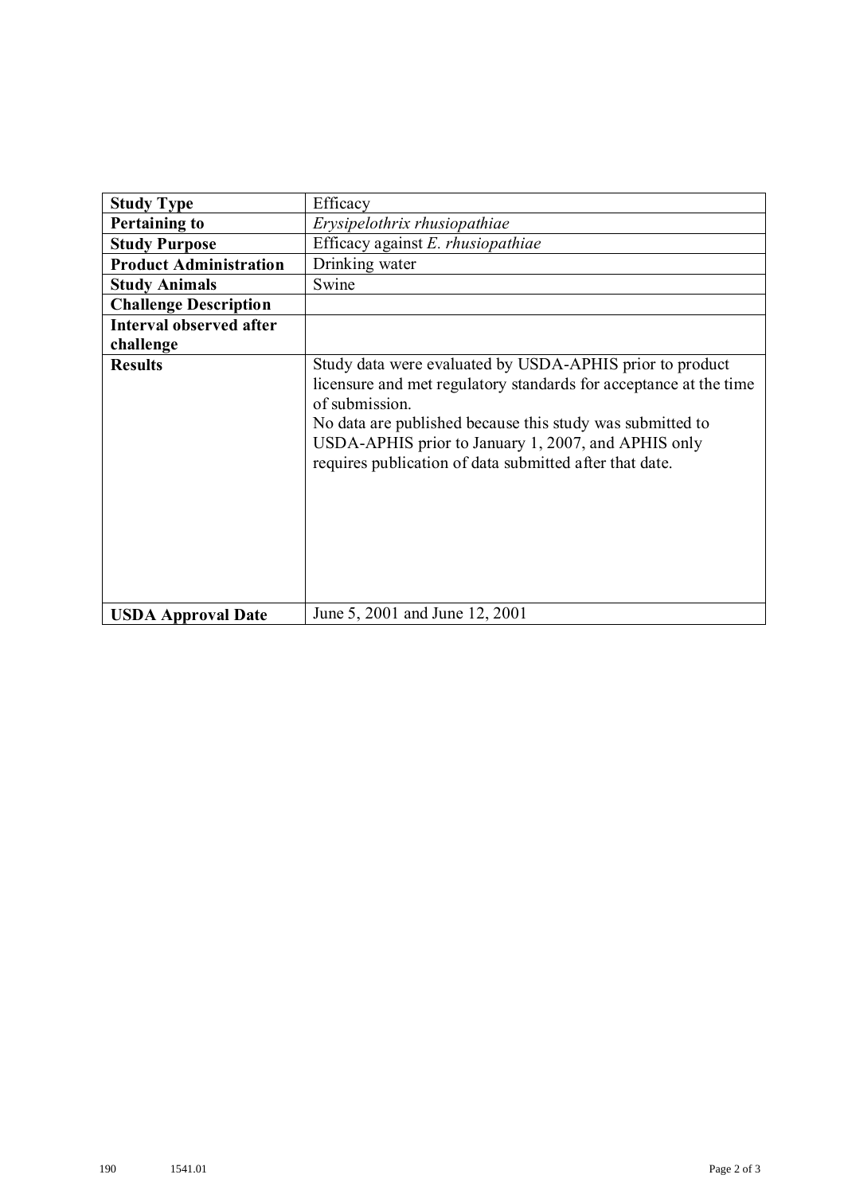| Study Type | Efficacy |
|---|---|
| **Pertaining to** | *Erysipelothrix rhusiopathiae* |
| **Study Purpose** | Efficacy against *E. rhusiopathiae* |
| **Product Administration** | Drinking water |
| **Study Animals** | Swine |
| **Challenge Description** | |
| **Interval observed after challenge** | |
| **Results** | Study data were evaluated by USDA-APHIS prior to product licensure and met regulatory standards for acceptance at the time of submission.<br>No data are published because this study was submitted to USDA-APHIS prior to January 1, 2007, and APHIS only requires publication of data submitted after that date. |
| **USDA Approval Date** | June 5, 2001 and June 12, 2001 |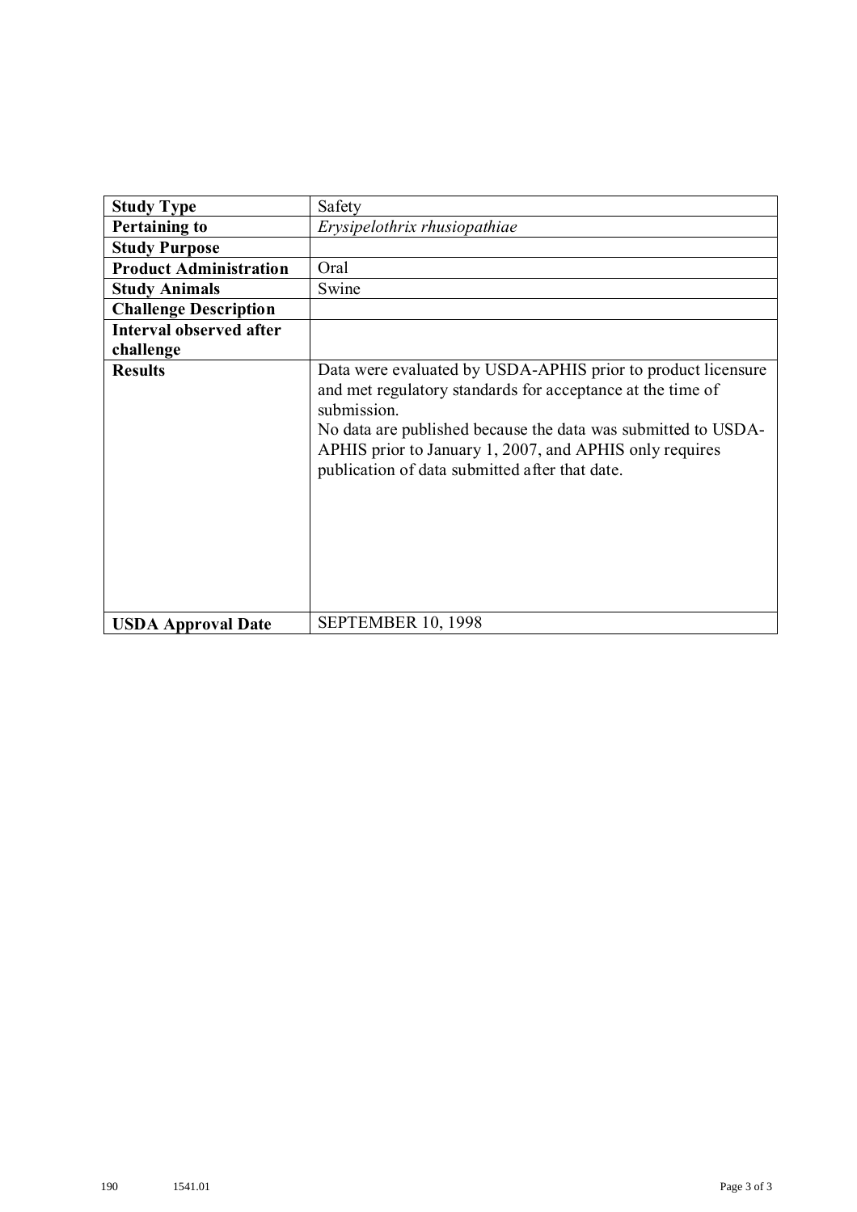| | |
|---|---|
| **Study Type** | Safety |
| **Pertaining to** | *Erysipelothrix rhusiopathiae* |
| **Study Purpose** | |
| **Product Administration** | Oral |
| **Study Animals** | Swine |
| **Challenge Description** | |
| **Interval observed after challenge** | |
| **Results** | Data were evaluated by USDA-APHIS prior to product licensure and met regulatory standards for acceptance at the time of submission.<br>No data are published because the data was submitted to USDA-APHIS prior to January 1, 2007, and APHIS only requires publication of data submitted after that date. |
| **USDA Approval Date** | SEPTEMBER 10, 1998 |

190 1541.01